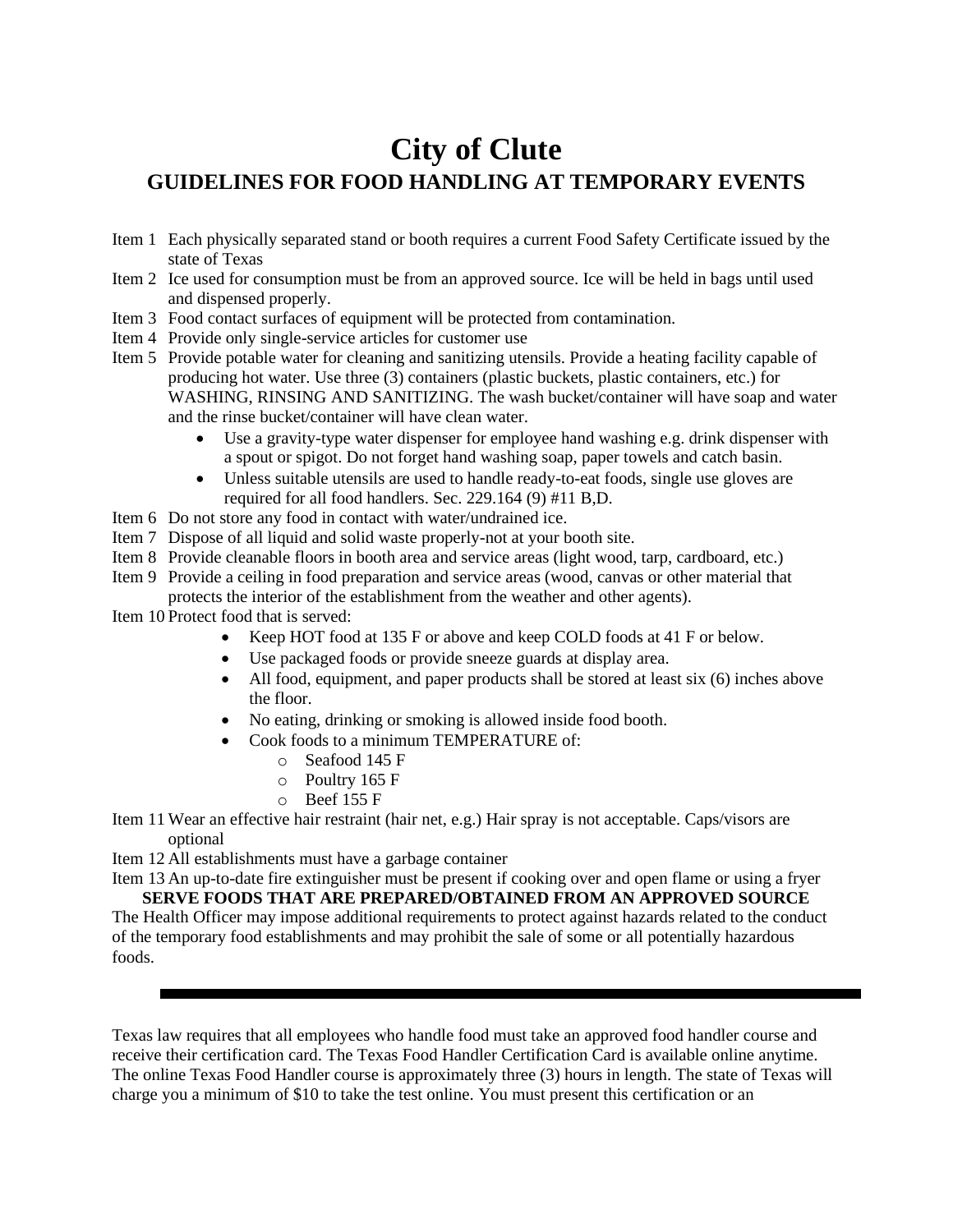# City of Clute

## GUIDELINES FOR FOOD HANDLING AT TEMPORARY EVENTS

Item 1 Each physically separated stand or booth requires a current Food Safety Certificate issued by the state of Texas

Item 2 Ice used for consumption must be from an approved source. Ice will be held in bags until used and dispensed properly.

Item 3 Food contact surfaces of equipment will be protected from contamination.

Item 4 Provide only single-service articles for customer use

Item 5 Provide potable water for cleaning and sanitizing utensils. Provide a heating facility capable of producing hot water. Use three (3) containers (plastic buckets, plastic containers, etc.) for WASHING, RINSING AND SANITIZING. The wash bucket/container will have soap and water and the rinse bucket/container will have clean water.

- Use a gravity-type water dispenser for employee hand washing e.g. drink dispenser with a spout or spigot. Do not forget hand washing soap, paper towels and catch basin.
- Unless suitable utensils are used to handle ready-to-eat foods, single use gloves are required for all food handlers. Sec. 229.164 (9) #11 B,D.

Item 6 Do not store any food in contact with water/undrained ice.

Item 7 Dispose of all liquid and solid waste properly-not at your booth site.

Item 8 Provide cleanable floors in booth area and service areas (light wood, tarp, cardboard, etc.)

Item 9 Provide a ceiling in food preparation and service areas (wood, canvas or other material that protects the interior of the establishment from the weather and other agents).

Item 10 Protect food that is served:

- Keep HOT food at 135 F or above and keep COLD foods at 41 F or below.
- Use packaged foods or provide sneeze guards at display area.
- All food, equipment, and paper products shall be stored at least six (6) inches above the floor.
- No eating, drinking or smoking is allowed inside food booth.
- Cook foods to a minimum TEMPERATURE of:
  - Seafood 145 F
  - Poultry 165 F
  - Beef 155 F

Item 11 Wear an effective hair restraint (hair net, e.g.) Hair spray is not acceptable. Caps/visors are optional

Item 12 All establishments must have a garbage container

Item 13 An up-to-date fire extinguisher must be present if cooking over and open flame or using a fryer

**SERVE FOODS THAT ARE PREPARED/OBTAINED FROM AN APPROVED SOURCE**

The Health Officer may impose additional requirements to protect against hazards related to the conduct of the temporary food establishments and may prohibit the sale of some or all potentially hazardous foods.

---

Texas law requires that all employees who handle food must take an approved food handler course and receive their certification card. The Texas Food Handler Certification Card is available online anytime. The online Texas Food Handler course is approximately three (3) hours in length. The state of Texas will charge you a minimum of $10 to take the test online. You must present this certification or an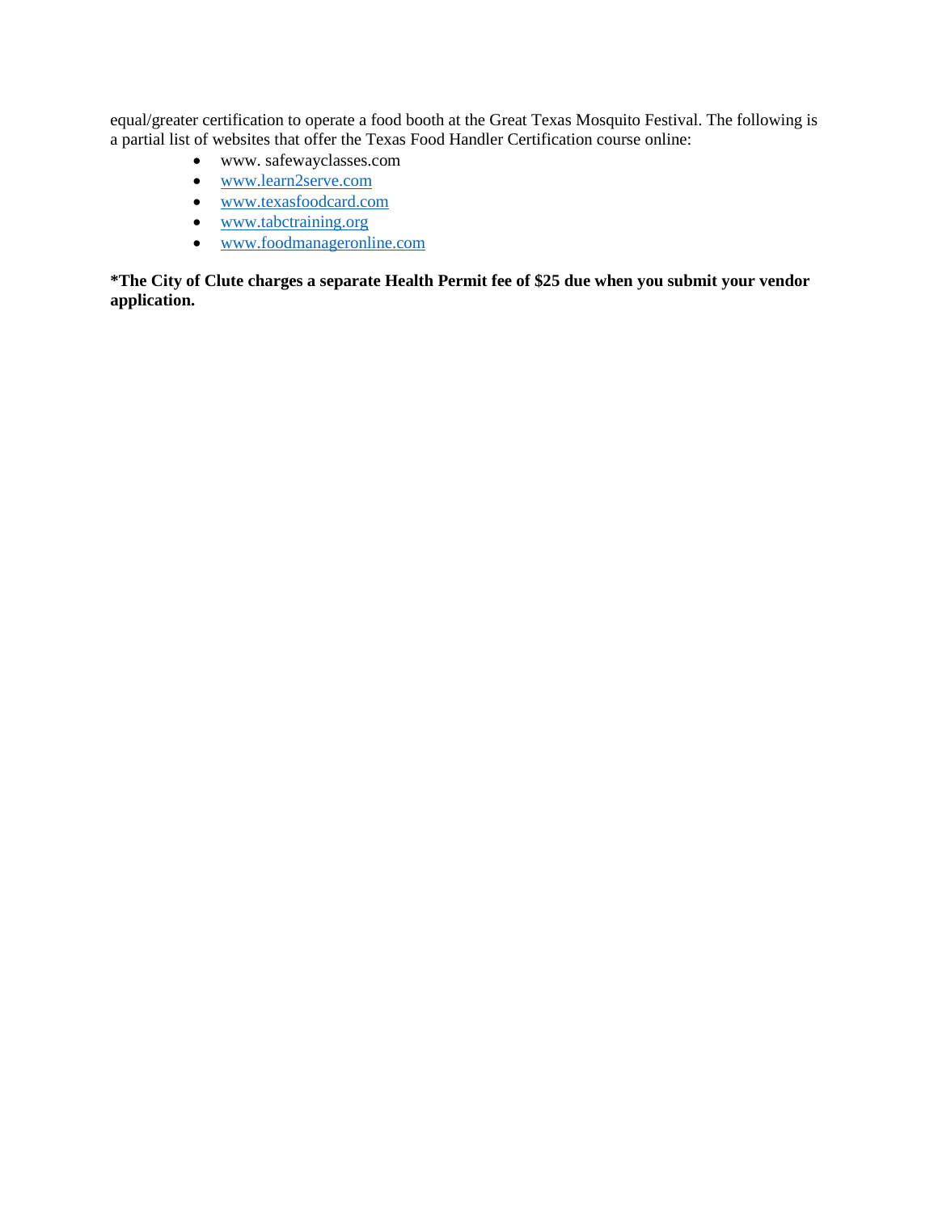equal/greater certification to operate a food booth at the Great Texas Mosquito Festival. The following is a partial list of websites that offer the Texas Food Handler Certification course online:

- www. safewayclasses.com
- www.learn2serve.com
- www.texasfoodcard.com
- www.tabctraining.org
- www.foodmanageronline.com

**\*The City of Clute charges a separate Health Permit fee of $25 due when you submit your vendor application.**